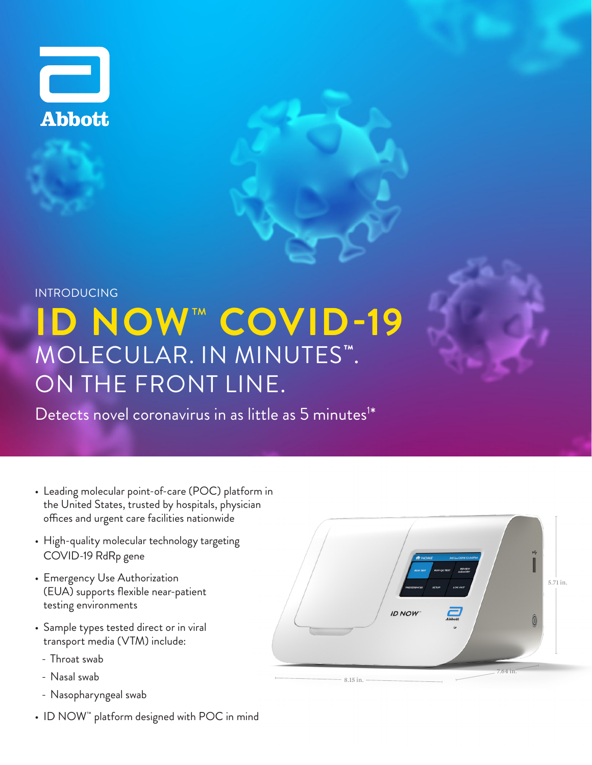Abbott

INTRODUCING

# ID NOW™ COVID-19

## MOLECULAR. IN MINUTES™. ON THE FRONT LINE.

Detects novel coronavirus in as little as 5 minutes[1*]

- Leading molecular point-of-care (POC) platform in the United States, trusted by hospitals, physician offices and urgent care facilities nationwide
- High-quality molecular technology targeting COVID-19 RdRp gene
- Emergency Use Authorization (EUA) supports flexible near-patient testing environments
- Sample types tested direct or in viral transport media (VTM) include:
  - Throat swab
  - Nasal swab
  - Nasopharyngeal swab
- ID NOW™ platform designed with POC in mind

5.71 in.

7.64 in.

8.15 in.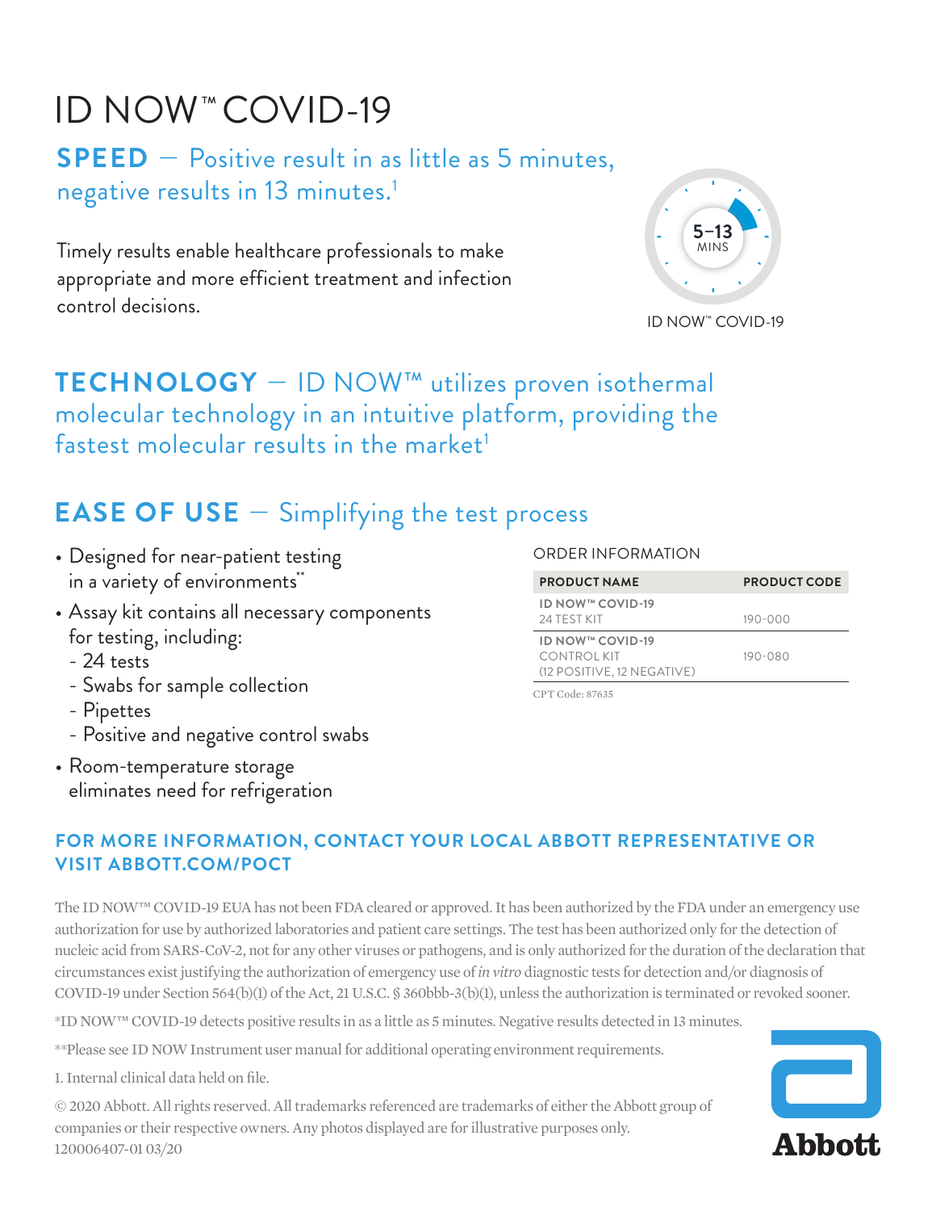# ID NOW™ COVID-19

## SPEED — Positive result in as little as 5 minutes, negative results in 13 minutes.[1]

Timely results enable healthcare professionals to make appropriate and more efficient treatment and infection control decisions.

5–13
MINS

ID NOW™ COVID-19

## TECHNOLOGY — ID NOW™ utilizes proven isothermal molecular technology in an intuitive platform, providing the fastest molecular results in the market[1]

## EASE OF USE — Simplifying the test process

- Designed for near-patient testing in a variety of environments**
- Assay kit contains all necessary components for testing, including:
  - 24 tests
  - Swabs for sample collection
  - Pipettes
  - Positive and negative control swabs
- Room-temperature storage eliminates need for refrigeration

ORDER INFORMATION

| PRODUCT NAME | PRODUCT CODE |
|---|---|
| **ID NOW™ COVID-19** 24 TEST KIT | 190-000 |
| **ID NOW™ COVID-19** CONTROL KIT (12 POSITIVE, 12 NEGATIVE) | 190-080 |

CPT Code: 87635

**FOR MORE INFORMATION, CONTACT YOUR LOCAL ABBOTT REPRESENTATIVE OR VISIT ABBOTT.COM/POCT**

The ID NOW™ COVID-19 EUA has not been FDA cleared or approved. It has been authorized by the FDA under an emergency use authorization for use by authorized laboratories and patient care settings. The test has been authorized only for the detection of nucleic acid from SARS-CoV-2, not for any other viruses or pathogens, and is only authorized for the duration of the declaration that circumstances exist justifying the authorization of emergency use of *in vitro* diagnostic tests for detection and/or diagnosis of COVID-19 under Section 564(b)(1) of the Act, 21 U.S.C. § 360bbb-3(b)(1), unless the authorization is terminated or revoked sooner.

*ID NOW™ COVID-19 detects positive results in as a little as 5 minutes. Negative results detected in 13 minutes.

**Please see ID NOW Instrument user manual for additional operating environment requirements.

1. Internal clinical data held on file.

© 2020 Abbott. All rights reserved. All trademarks referenced are trademarks of either the Abbott group of companies or their respective owners. Any photos displayed are for illustrative purposes only.
120006407-01 03/20

Abbott